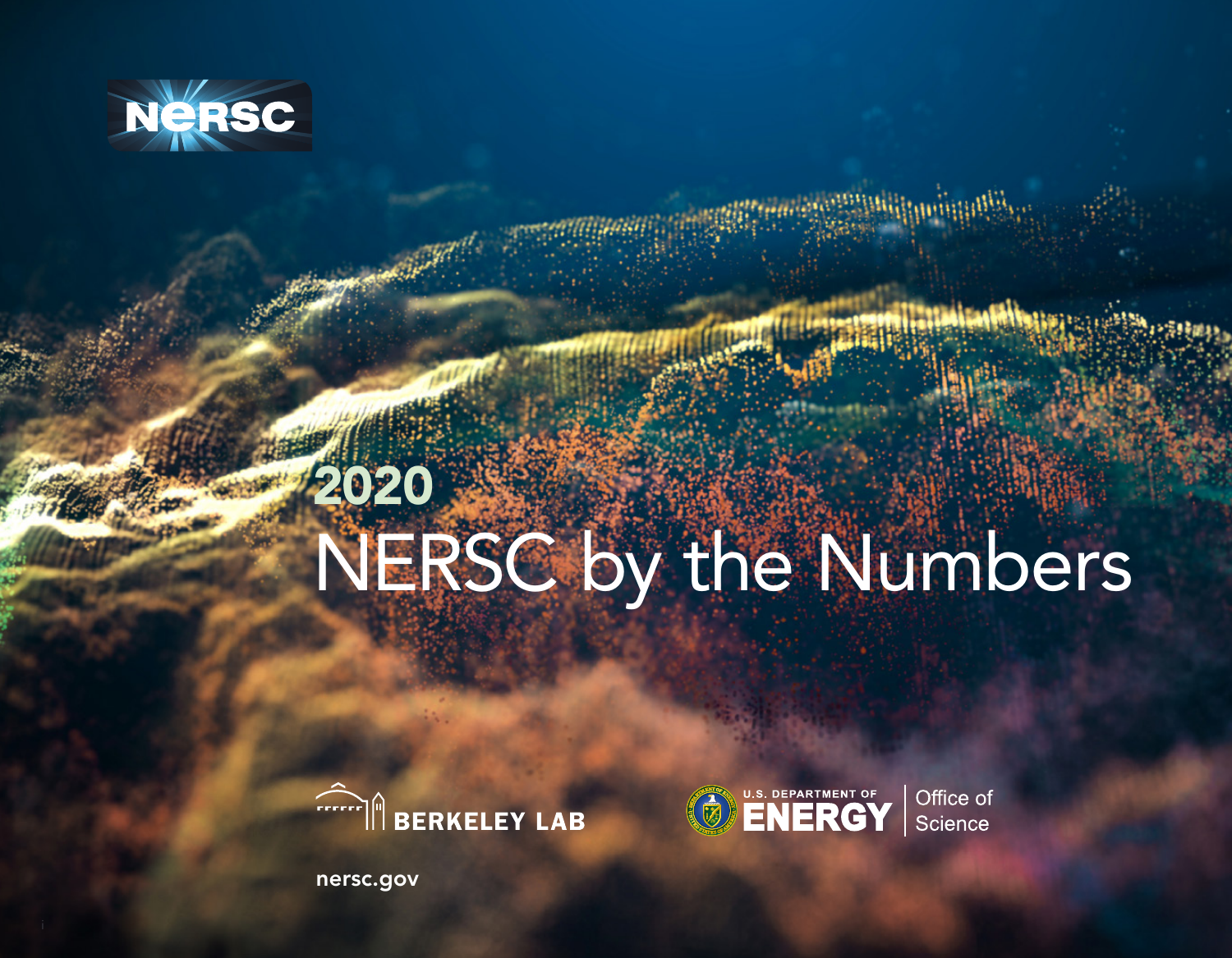NERSC

# 2020 NERSC by the Numbers

BERKELEY LAB

U.S. DEPARTMENT OF ENERGY | Office of Science

nersc.gov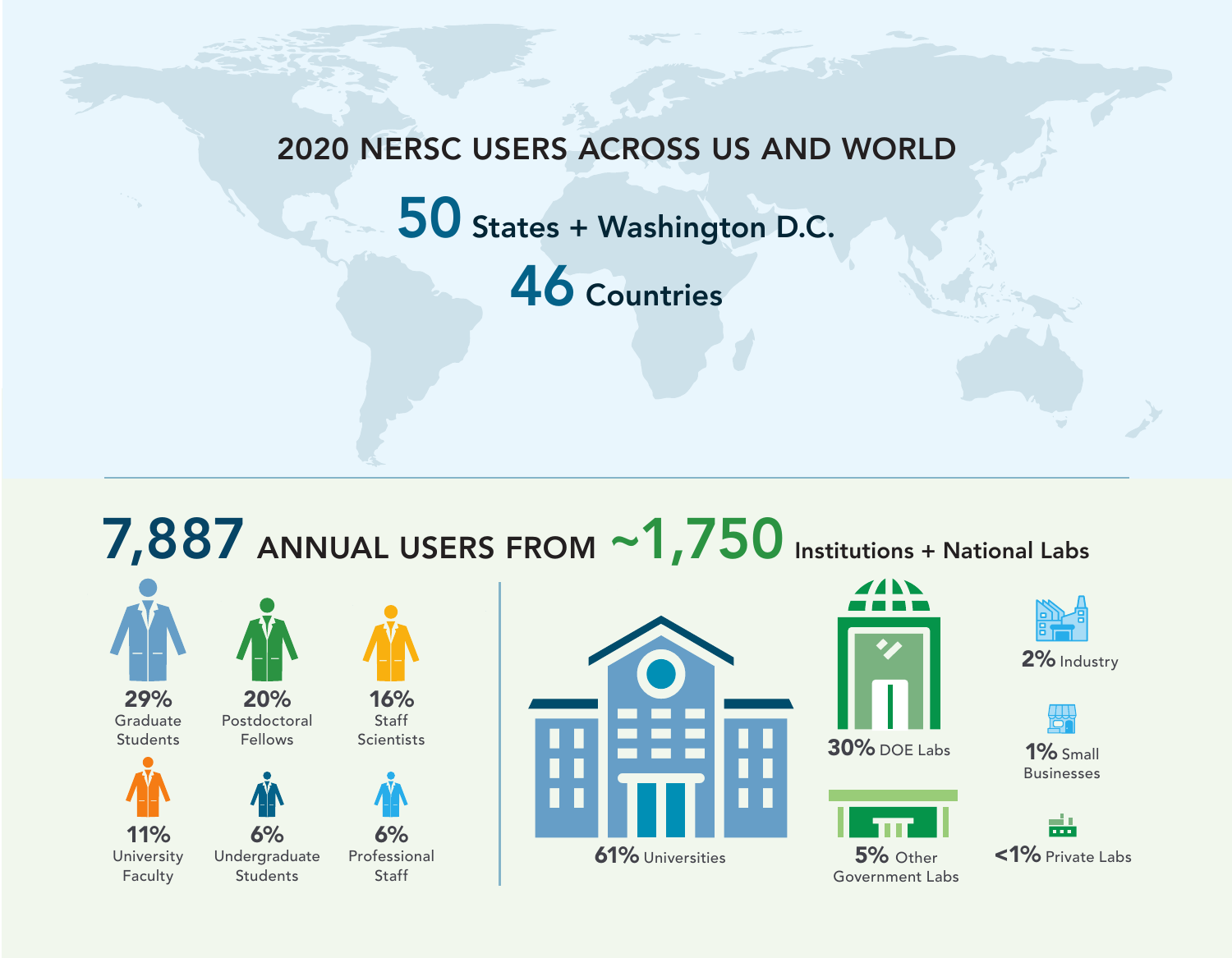# 2020 NERSC USERS ACROSS US AND WORLD

**50** States + Washington D.C.

**46** Countries

## 7,887 ANNUAL USERS FROM ~1,750 Institutions + National Labs

- **29%** Graduate Students
- **20%** Postdoctoral Fellows
- **16%** Staff Scientists
- **11%** University Faculty
- **6%** Undergraduate Students
- **6%** Professional Staff

- **61%** Universities
- **30%** DOE Labs
- **5%** Other Government Labs
- **2%** Industry
- **1%** Small Businesses
- **<1%** Private Labs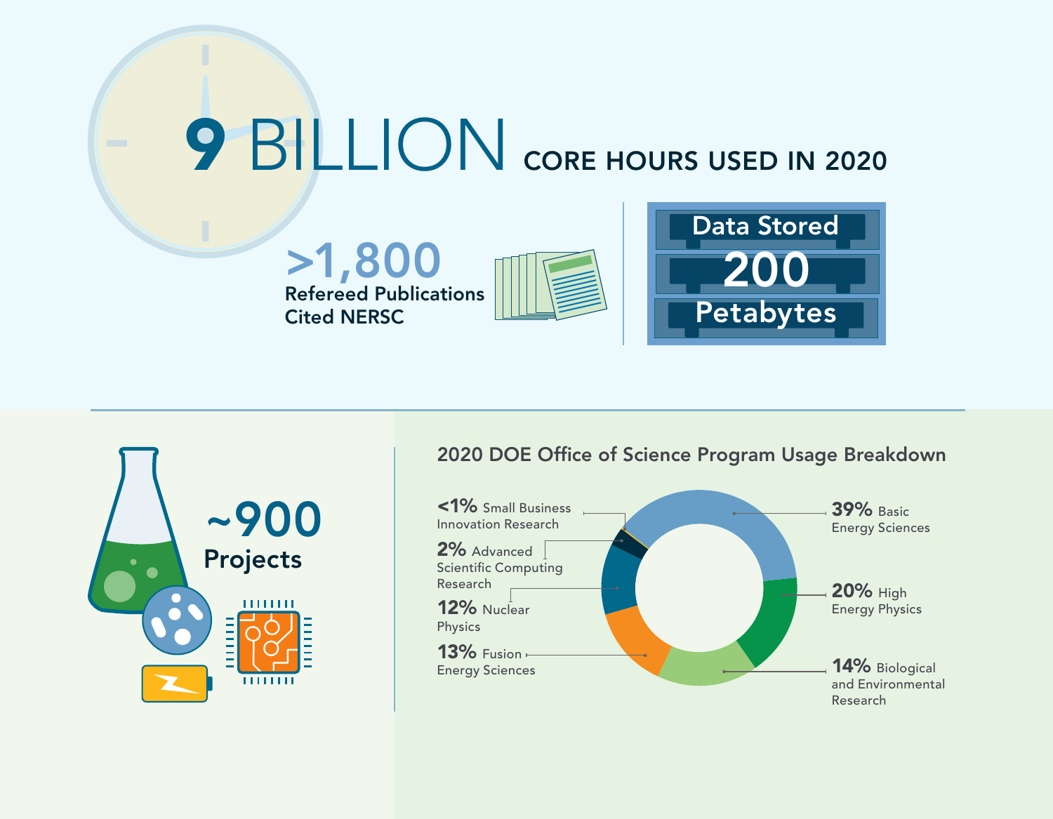# 9 BILLION CORE HOURS USED IN 2020

**>1,800**
Refereed Publications Cited NERSC

**Data Stored**
**200**
**Petabytes**

**~900**
**Projects**

## 2020 DOE Office of Science Program Usage Breakdown

- **39%** Basic Energy Sciences
- **20%** High Energy Physics
- **14%** Biological and Environmental Research
- **13%** Fusion Energy Sciences
- **12%** Nuclear Physics
- **2%** Advanced Scientific Computing Research
- **<1%** Small Business Innovation Research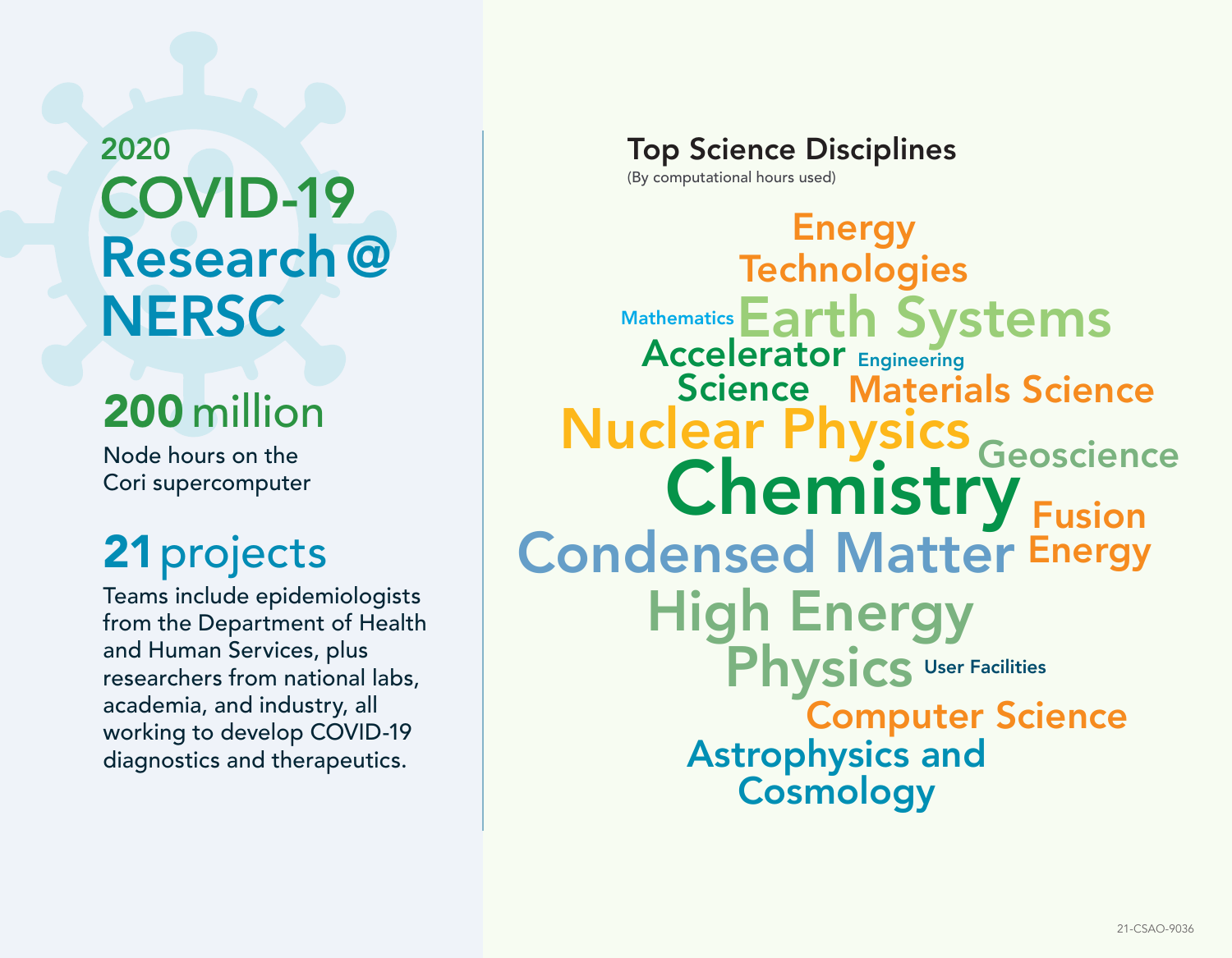2020

# COVID-19 Research @ NERSC

**200** million

Node hours on the Cori supercomputer

**21** projects

Teams include epidemiologists from the Department of Health and Human Services, plus researchers from national labs, academia, and industry, all working to develop COVID-19 diagnostics and therapeutics.

## Top Science Disciplines

(By computational hours used)

Energy Technologies

Mathematics

Earth Systems

Accelerator Science

Engineering

Materials Science

Nuclear Physics

Geoscience

Chemistry

Fusion Energy

Condensed Matter

High Energy Physics

User Facilities

Computer Science

Astrophysics and Cosmology

21-CSAO-9036